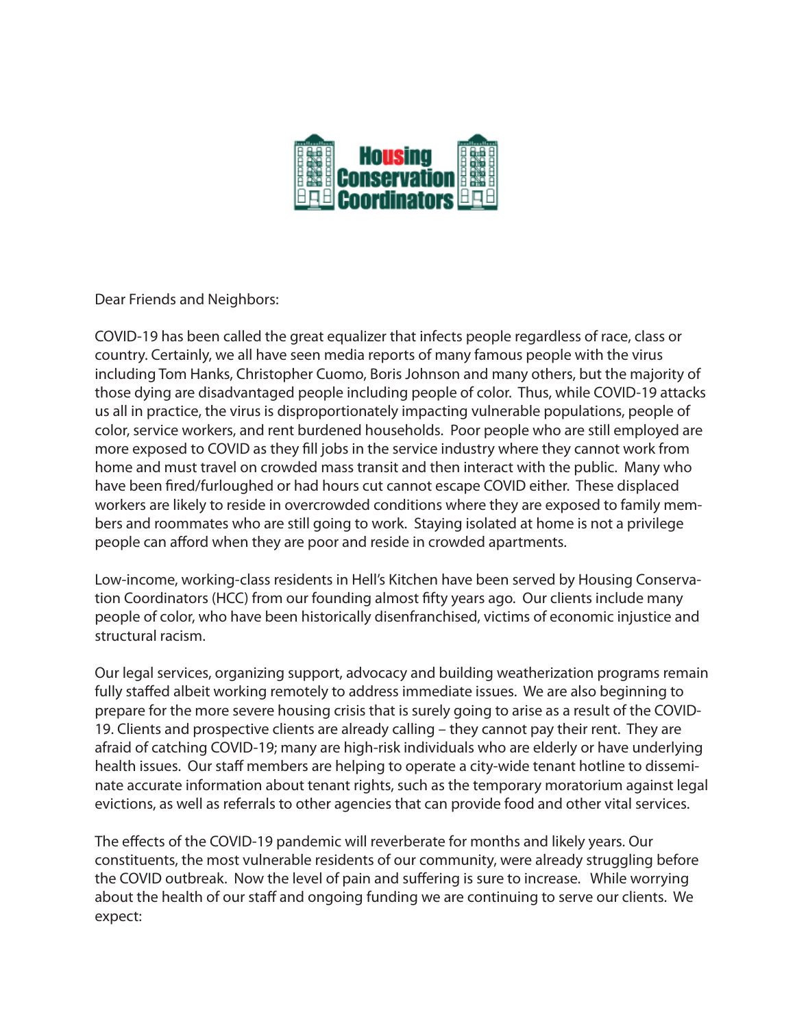Dear Friends and Neighbors:

COVID-19 has been called the great equalizer that infects people regardless of race, class or country. Certainly, we all have seen media reports of many famous people with the virus including Tom Hanks, Christopher Cuomo, Boris Johnson and many others, but the majority of those dying are disadvantaged people including people of color. Thus, while COVID-19 attacks us all in practice, the virus is disproportionately impacting vulnerable populations, people of color, service workers, and rent burdened households. Poor people who are still employed are more exposed to COVID as they fill jobs in the service industry where they cannot work from home and must travel on crowded mass transit and then interact with the public. Many who have been fired/furloughed or had hours cut cannot escape COVID either. These displaced workers are likely to reside in overcrowded conditions where they are exposed to family members and roommates who are still going to work. Staying isolated at home is not a privilege people can afford when they are poor and reside in crowded apartments.

Low-income, working-class residents in Hell's Kitchen have been served by Housing Conservation Coordinators (HCC) from our founding almost fifty years ago. Our clients include many people of color, who have been historically disenfranchised, victims of economic injustice and structural racism.

Our legal services, organizing support, advocacy and building weatherization programs remain fully staffed albeit working remotely to address immediate issues. We are also beginning to prepare for the more severe housing crisis that is surely going to arise as a result of the COVID-19. Clients and prospective clients are already calling – they cannot pay their rent. They are afraid of catching COVID-19; many are high-risk individuals who are elderly or have underlying health issues. Our staff members are helping to operate a city-wide tenant hotline to disseminate accurate information about tenant rights, such as the temporary moratorium against legal evictions, as well as referrals to other agencies that can provide food and other vital services.

The effects of the COVID-19 pandemic will reverberate for months and likely years. Our constituents, the most vulnerable residents of our community, were already struggling before the COVID outbreak. Now the level of pain and suffering is sure to increase. While worrying about the health of our staff and ongoing funding we are continuing to serve our clients. We expect: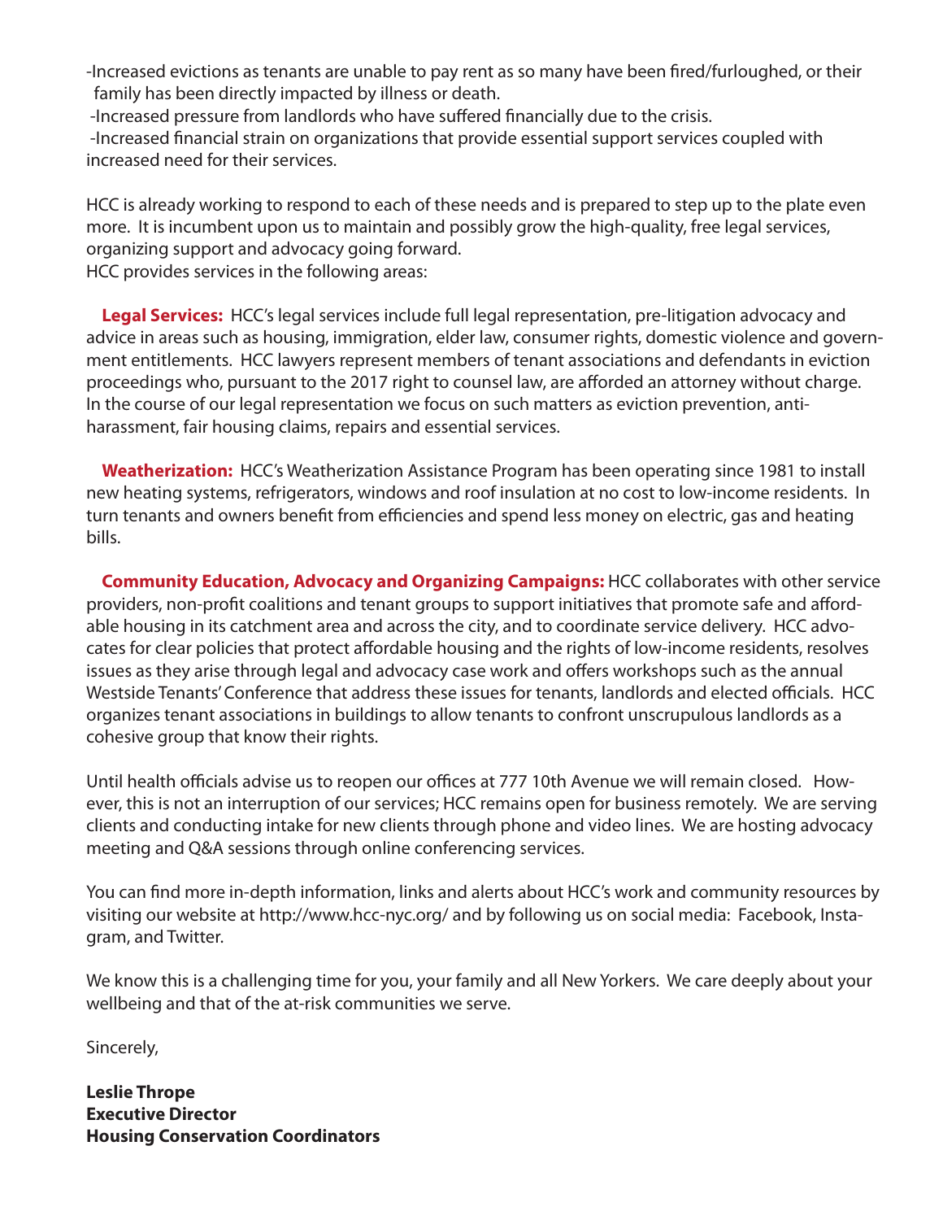-Increased evictions as tenants are unable to pay rent as so many have been fired/furloughed, or their family has been directly impacted by illness or death.

-Increased pressure from landlords who have suffered financially due to the crisis.

-Increased financial strain on organizations that provide essential support services coupled with increased need for their services.

HCC is already working to respond to each of these needs and is prepared to step up to the plate even more. It is incumbent upon us to maintain and possibly grow the high-quality, free legal services, organizing support and advocacy going forward.
HCC provides services in the following areas:

**Legal Services:** HCC's legal services include full legal representation, pre-litigation advocacy and advice in areas such as housing, immigration, elder law, consumer rights, domestic violence and government entitlements. HCC lawyers represent members of tenant associations and defendants in eviction proceedings who, pursuant to the 2017 right to counsel law, are afforded an attorney without charge. In the course of our legal representation we focus on such matters as eviction prevention, anti-harassment, fair housing claims, repairs and essential services.

**Weatherization:** HCC's Weatherization Assistance Program has been operating since 1981 to install new heating systems, refrigerators, windows and roof insulation at no cost to low-income residents. In turn tenants and owners benefit from efficiencies and spend less money on electric, gas and heating bills.

**Community Education, Advocacy and Organizing Campaigns:** HCC collaborates with other service providers, non-profit coalitions and tenant groups to support initiatives that promote safe and affordable housing in its catchment area and across the city, and to coordinate service delivery. HCC advocates for clear policies that protect affordable housing and the rights of low-income residents, resolves issues as they arise through legal and advocacy case work and offers workshops such as the annual Westside Tenants' Conference that address these issues for tenants, landlords and elected officials. HCC organizes tenant associations in buildings to allow tenants to confront unscrupulous landlords as a cohesive group that know their rights.

Until health officials advise us to reopen our offices at 777 10th Avenue we will remain closed. However, this is not an interruption of our services; HCC remains open for business remotely. We are serving clients and conducting intake for new clients through phone and video lines. We are hosting advocacy meeting and Q&A sessions through online conferencing services.

You can find more in-depth information, links and alerts about HCC's work and community resources by visiting our website at http://www.hcc-nyc.org/ and by following us on social media: Facebook, Instagram, and Twitter.

We know this is a challenging time for you, your family and all New Yorkers. We care deeply about your wellbeing and that of the at-risk communities we serve.

Sincerely,

**Leslie Thrope**
**Executive Director**
**Housing Conservation Coordinators**